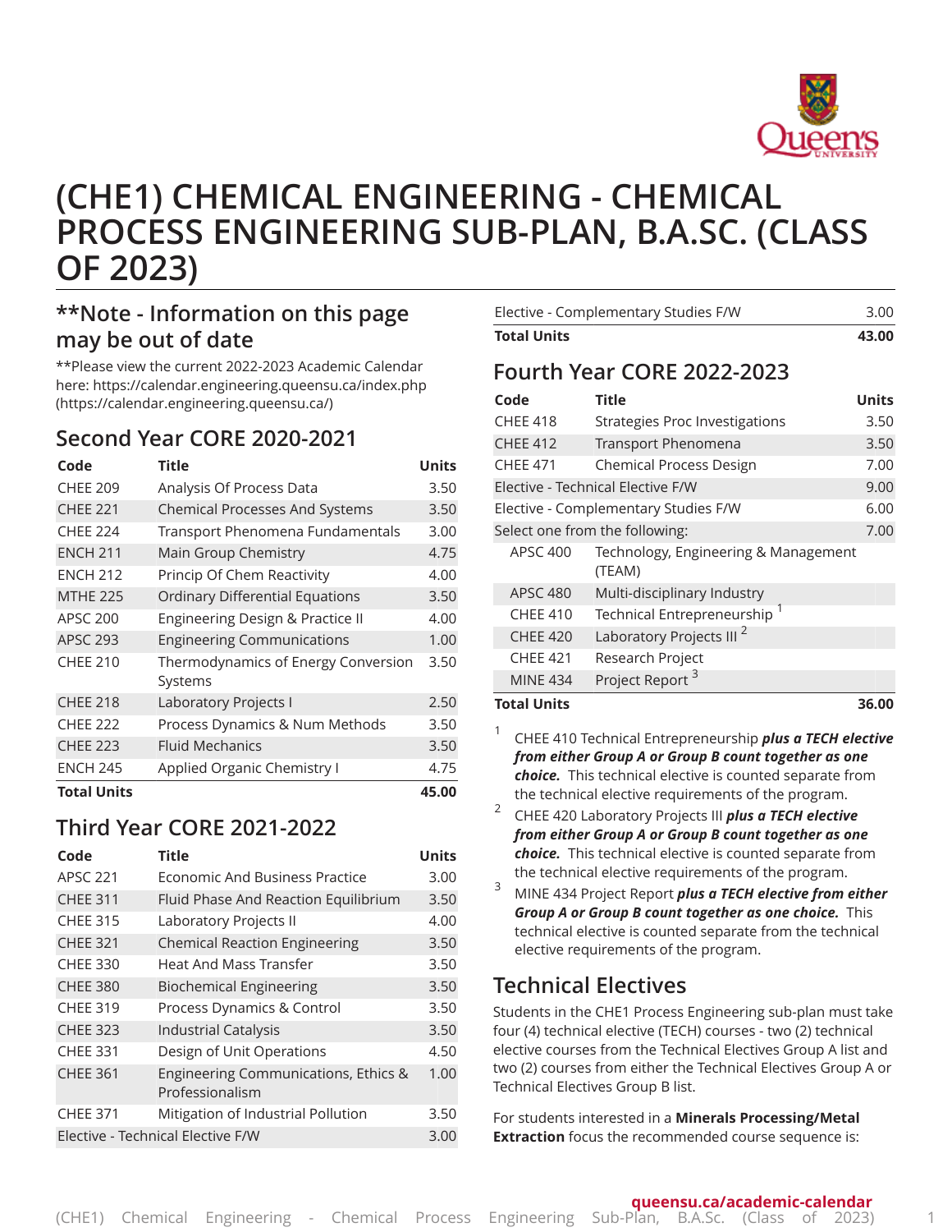# (CHE1) CHEMICAL ENGINEERING - CHEMICAL PROCESS ENGINEERING SUB-PLAN, B.A.SC. (CLASS OF 2023)

## **Note - Information on this page may be out of date

**Please view the current 2022-2023 Academic Calendar here: https://calendar.engineering.queensu.ca/index.php (https://calendar.engineering.queensu.ca/)

## Second Year CORE 2020-2021

| Code | Title | Units |
|---|---|---|
| CHEE 209 | Analysis Of Process Data | 3.50 |
| CHEE 221 | Chemical Processes And Systems | 3.50 |
| CHEE 224 | Transport Phenomena Fundamentals | 3.00 |
| ENCH 211 | Main Group Chemistry | 4.75 |
| ENCH 212 | Princip Of Chem Reactivity | 4.00 |
| MTHE 225 | Ordinary Differential Equations | 3.50 |
| APSC 200 | Engineering Design & Practice II | 4.00 |
| APSC 293 | Engineering Communications | 1.00 |
| CHEE 210 | Thermodynamics of Energy Conversion Systems | 3.50 |
| CHEE 218 | Laboratory Projects I | 2.50 |
| CHEE 222 | Process Dynamics & Num Methods | 3.50 |
| CHEE 223 | Fluid Mechanics | 3.50 |
| ENCH 245 | Applied Organic Chemistry I | 4.75 |
| **Total Units** | | **45.00** |

## Third Year CORE 2021-2022

| Code | Title | Units |
|---|---|---|
| APSC 221 | Economic And Business Practice | 3.00 |
| CHEE 311 | Fluid Phase And Reaction Equilibrium | 3.50 |
| CHEE 315 | Laboratory Projects II | 4.00 |
| CHEE 321 | Chemical Reaction Engineering | 3.50 |
| CHEE 330 | Heat And Mass Transfer | 3.50 |
| CHEE 380 | Biochemical Engineering | 3.50 |
| CHEE 319 | Process Dynamics & Control | 3.50 |
| CHEE 323 | Industrial Catalysis | 3.50 |
| CHEE 331 | Design of Unit Operations | 4.50 |
| CHEE 361 | Engineering Communications, Ethics & Professionalism | 1.00 |
| CHEE 371 | Mitigation of Industrial Pollution | 3.50 |
| Elective - Technical Elective F/W | | 3.00 |
| Elective - Complementary Studies F/W | | 3.00 |
| **Total Units** | | **43.00** |

## Fourth Year CORE 2022-2023

| Code | Title | Units |
|---|---|---|
| CHEE 418 | Strategies Proc Investigations | 3.50 |
| CHEE 412 | Transport Phenomena | 3.50 |
| CHEE 471 | Chemical Process Design | 7.00 |
| Elective - Technical Elective F/W | | 9.00 |
| Elective - Complementary Studies F/W | | 6.00 |
| Select one from the following: | | 7.00 |
| APSC 400 | Technology, Engineering & Management (TEAM) | |
| APSC 480 | Multi-disciplinary Industry | |
| CHEE 410 | Technical Entrepreneurship [1] | |
| CHEE 420 | Laboratory Projects III [2] | |
| CHEE 421 | Research Project | |
| MINE 434 | Project Report [3] | |
| **Total Units** | | **36.00** |

1. CHEE 410 Technical Entrepreneurship ***plus a TECH elective from either Group A or Group B count together as one choice.*** This technical elective is counted separate from the technical elective requirements of the program.
2. CHEE 420 Laboratory Projects III ***plus a TECH elective from either Group A or Group B count together as one choice.*** This technical elective is counted separate from the technical elective requirements of the program.
3. MINE 434 Project Report ***plus a TECH elective from either Group A or Group B count together as one choice.*** This technical elective is counted separate from the technical elective requirements of the program.

## Technical Electives

Students in the CHE1 Process Engineering sub-plan must take four (4) technical elective (TECH) courses - two (2) technical elective courses from the Technical Electives Group A list and two (2) courses from either the Technical Electives Group A or Technical Electives Group B list.

For students interested in a **Minerals Processing/Metal Extraction** focus the recommended course sequence is: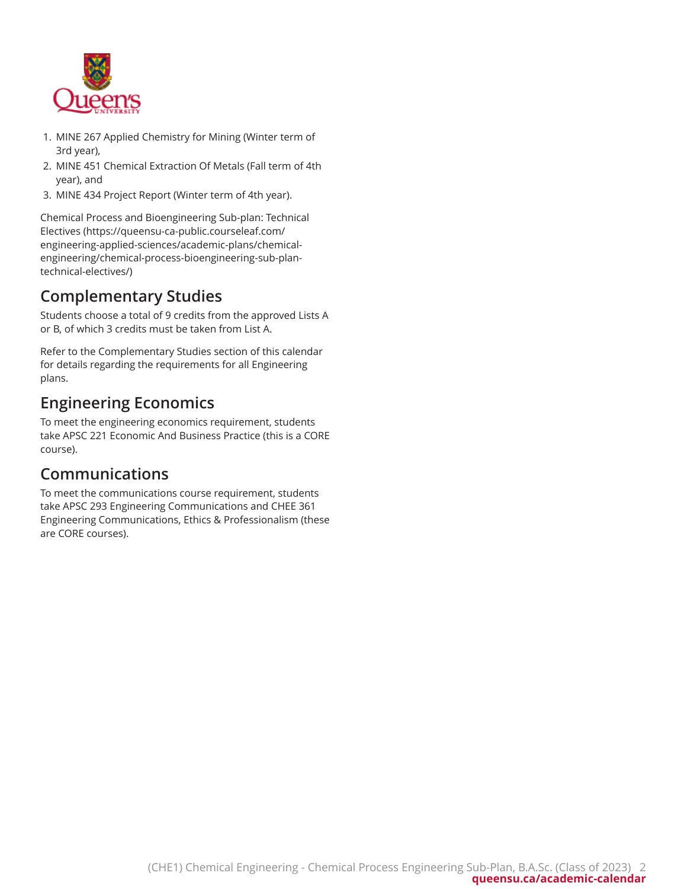1. MINE 267 Applied Chemistry for Mining (Winter term of 3rd year),
2. MINE 451 Chemical Extraction Of Metals (Fall term of 4th year), and
3. MINE 434 Project Report (Winter term of 4th year).

Chemical Process and Bioengineering Sub-plan: Technical Electives (https://queensu-ca-public.courseleaf.com/engineering-applied-sciences/academic-plans/chemical-engineering/chemical-process-bioengineering-sub-plan-technical-electives/)

## Complementary Studies

Students choose a total of 9 credits from the approved Lists A or B, of which 3 credits must be taken from List A.

Refer to the Complementary Studies section of this calendar for details regarding the requirements for all Engineering plans.

## Engineering Economics

To meet the engineering economics requirement, students take APSC 221 Economic And Business Practice (this is a CORE course).

## Communications

To meet the communications course requirement, students take APSC 293 Engineering Communications and CHEE 361 Engineering Communications, Ethics & Professionalism (these are CORE courses).